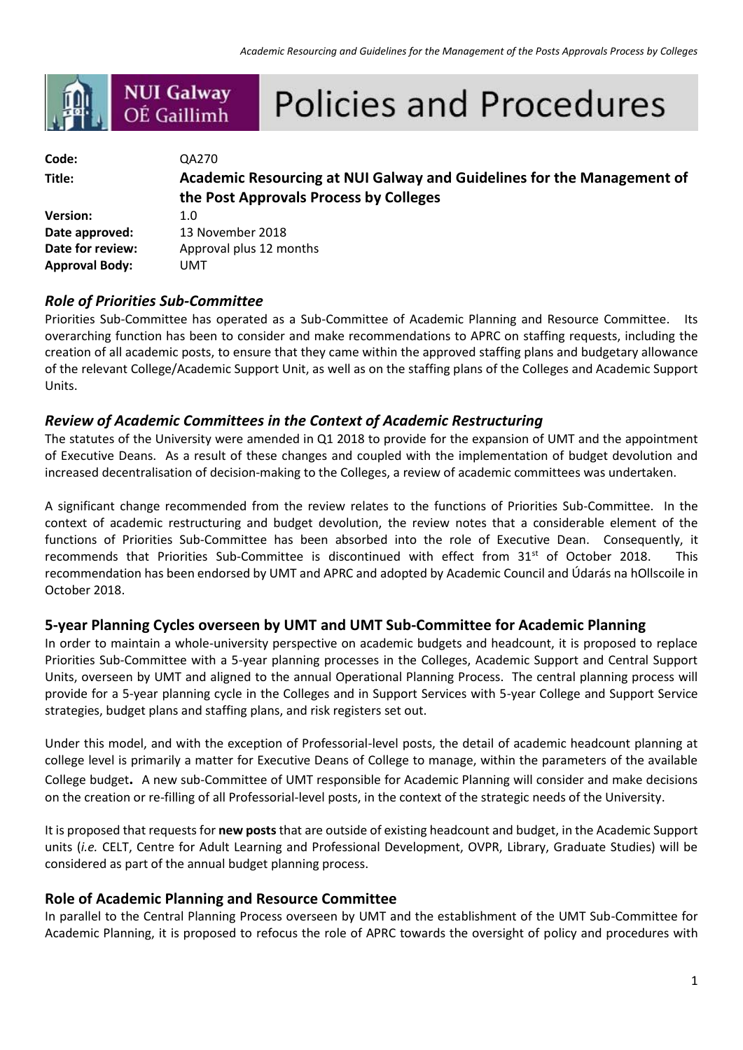# Policies and Procedures

| | |
|---|---|
| **Code:** | QA270 |
| **Title:** | **Academic Resourcing at NUI Galway and Guidelines for the Management of the Post Approvals Process by Colleges** |
| **Version:** | 1.0 |
| **Date approved:** | 13 November 2018 |
| **Date for review:** | Approval plus 12 months |
| **Approval Body:** | UMT |

## *Role of Priorities Sub-Committee*

Priorities Sub-Committee has operated as a Sub-Committee of Academic Planning and Resource Committee. Its overarching function has been to consider and make recommendations to APRC on staffing requests, including the creation of all academic posts, to ensure that they came within the approved staffing plans and budgetary allowance of the relevant College/Academic Support Unit, as well as on the staffing plans of the Colleges and Academic Support Units.

## *Review of Academic Committees in the Context of Academic Restructuring*

The statutes of the University were amended in Q1 2018 to provide for the expansion of UMT and the appointment of Executive Deans. As a result of these changes and coupled with the implementation of budget devolution and increased decentralisation of decision-making to the Colleges, a review of academic committees was undertaken.

A significant change recommended from the review relates to the functions of Priorities Sub-Committee. In the context of academic restructuring and budget devolution, the review notes that a considerable element of the functions of Priorities Sub-Committee has been absorbed into the role of Executive Dean. Consequently, it recommends that Priorities Sub-Committee is discontinued with effect from 31st of October 2018. This recommendation has been endorsed by UMT and APRC and adopted by Academic Council and Údarás na hOllscoile in October 2018.

## 5-year Planning Cycles overseen by UMT and UMT Sub-Committee for Academic Planning

In order to maintain a whole-university perspective on academic budgets and headcount, it is proposed to replace Priorities Sub-Committee with a 5-year planning processes in the Colleges, Academic Support and Central Support Units, overseen by UMT and aligned to the annual Operational Planning Process. The central planning process will provide for a 5-year planning cycle in the Colleges and in Support Services with 5-year College and Support Service strategies, budget plans and staffing plans, and risk registers set out.

Under this model, and with the exception of Professorial-level posts, the detail of academic headcount planning at college level is primarily a matter for Executive Deans of College to manage, within the parameters of the available College budget**.** A new sub-Committee of UMT responsible for Academic Planning will consider and make decisions on the creation or re-filling of all Professorial-level posts, in the context of the strategic needs of the University.

It is proposed that requests for **new posts** that are outside of existing headcount and budget, in the Academic Support units (*i.e.* CELT, Centre for Adult Learning and Professional Development, OVPR, Library, Graduate Studies) will be considered as part of the annual budget planning process.

## Role of Academic Planning and Resource Committee

In parallel to the Central Planning Process overseen by UMT and the establishment of the UMT Sub-Committee for Academic Planning, it is proposed to refocus the role of APRC towards the oversight of policy and procedures with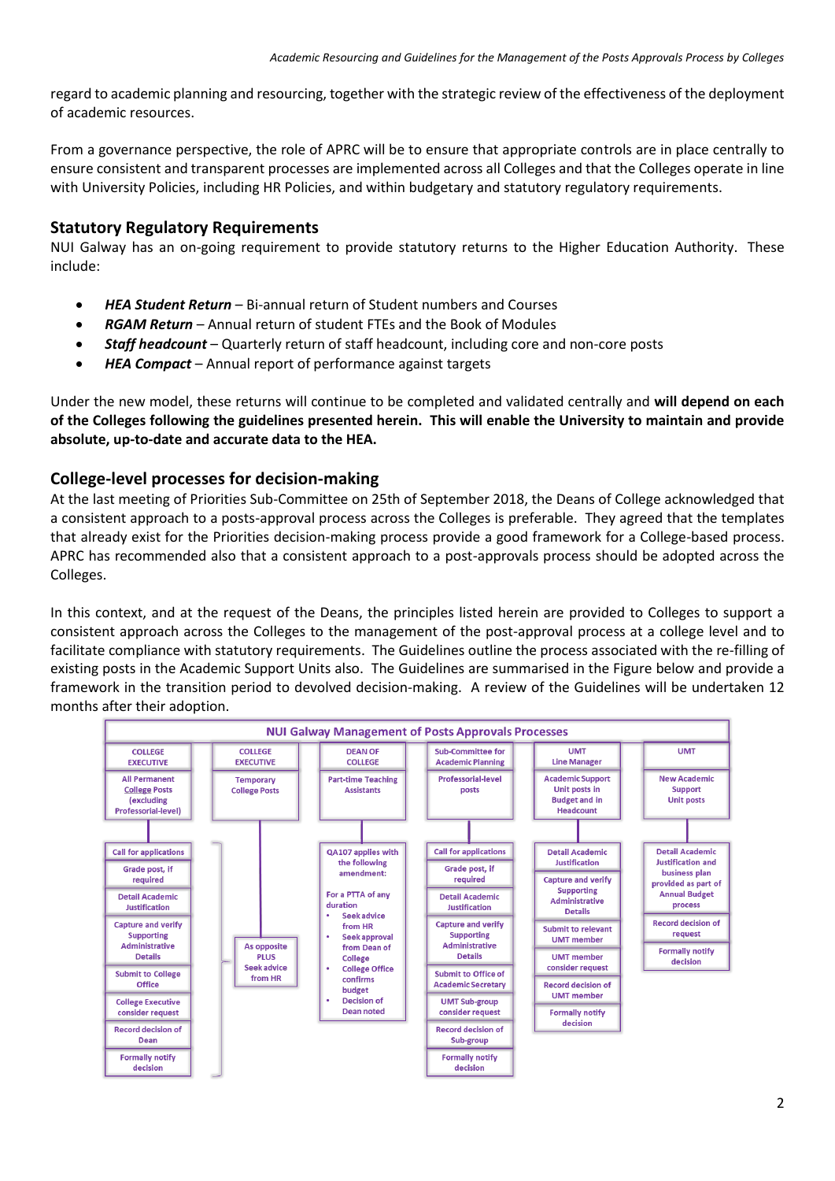regard to academic planning and resourcing, together with the strategic review of the effectiveness of the deployment of academic resources.

From a governance perspective, the role of APRC will be to ensure that appropriate controls are in place centrally to ensure consistent and transparent processes are implemented across all Colleges and that the Colleges operate in line with University Policies, including HR Policies, and within budgetary and statutory regulatory requirements.

## Statutory Regulatory Requirements

NUI Galway has an on-going requirement to provide statutory returns to the Higher Education Authority. These include:

- ***HEA Student Return*** – Bi-annual return of Student numbers and Courses
- ***RGAM Return*** – Annual return of student FTEs and the Book of Modules
- ***Staff headcount*** – Quarterly return of staff headcount, including core and non-core posts
- ***HEA Compact*** – Annual report of performance against targets

Under the new model, these returns will continue to be completed and validated centrally and **will depend on each of the Colleges following the guidelines presented herein. This will enable the University to maintain and provide absolute, up-to-date and accurate data to the HEA.**

## College-level processes for decision-making

At the last meeting of Priorities Sub-Committee on 25th of September 2018, the Deans of College acknowledged that a consistent approach to a posts-approval process across the Colleges is preferable. They agreed that the templates that already exist for the Priorities decision-making process provide a good framework for a College-based process. APRC has recommended also that a consistent approach to a post-approvals process should be adopted across the Colleges.

In this context, and at the request of the Deans, the principles listed herein are provided to Colleges to support a consistent approach across the Colleges to the management of the post-approval process at a college level and to facilitate compliance with statutory requirements. The Guidelines outline the process associated with the re-filling of existing posts in the Academic Support Units also. The Guidelines are summarised in the Figure below and provide a framework in the transition period to devolved decision-making. A review of the Guidelines will be undertaken 12 months after their adoption.

**NUI Galway Management of Posts Approvals Processes**

| COLLEGE EXECUTIVE | COLLEGE EXECUTIVE | DEAN OF COLLEGE | Sub-Committee for Academic Planning | UMT Line Manager | UMT |
|---|---|---|---|---|---|
| All Permanent College Posts (excluding Professorial-level) | Temporary College Posts | Part-time Teaching Assistants | Professorial-level posts | Academic Support Unit posts in Budget and in Headcount | New Academic Support Unit posts |
| Call for applications | As opposite PLUS Seek advice from HR | QA107 applies with the following amendment: | Call for applications | Detail Academic Justification | Detail Academic Justification and business plan provided as part of Annual Budget process |
| Grade post, if required | | For a PTTA of any duration | Grade post, if required | Capture and verify Supporting Administrative Details | Record decision of request |
| Detail Academic Justification | | • Seek advice from HR | Detail Academic Justification | Submit to relevant UMT member | Formally notify decision |
| Capture and verify Supporting Administrative Details | | • Seek approval from Dean of College | Capture and verify Supporting Administrative Details | UMT member consider request | |
| Submit to College Office | | • College Office confirms budget | Submit to Office of Academic Secretary | Record decision of UMT member | |
| College Executive consider request | | • Decision of Dean noted | UMT Sub-group consider request | Formally notify decision | |
| Record decision of Dean | | | Record decision of Sub-group | | |
| Formally notify decision | | | Formally notify decision | | |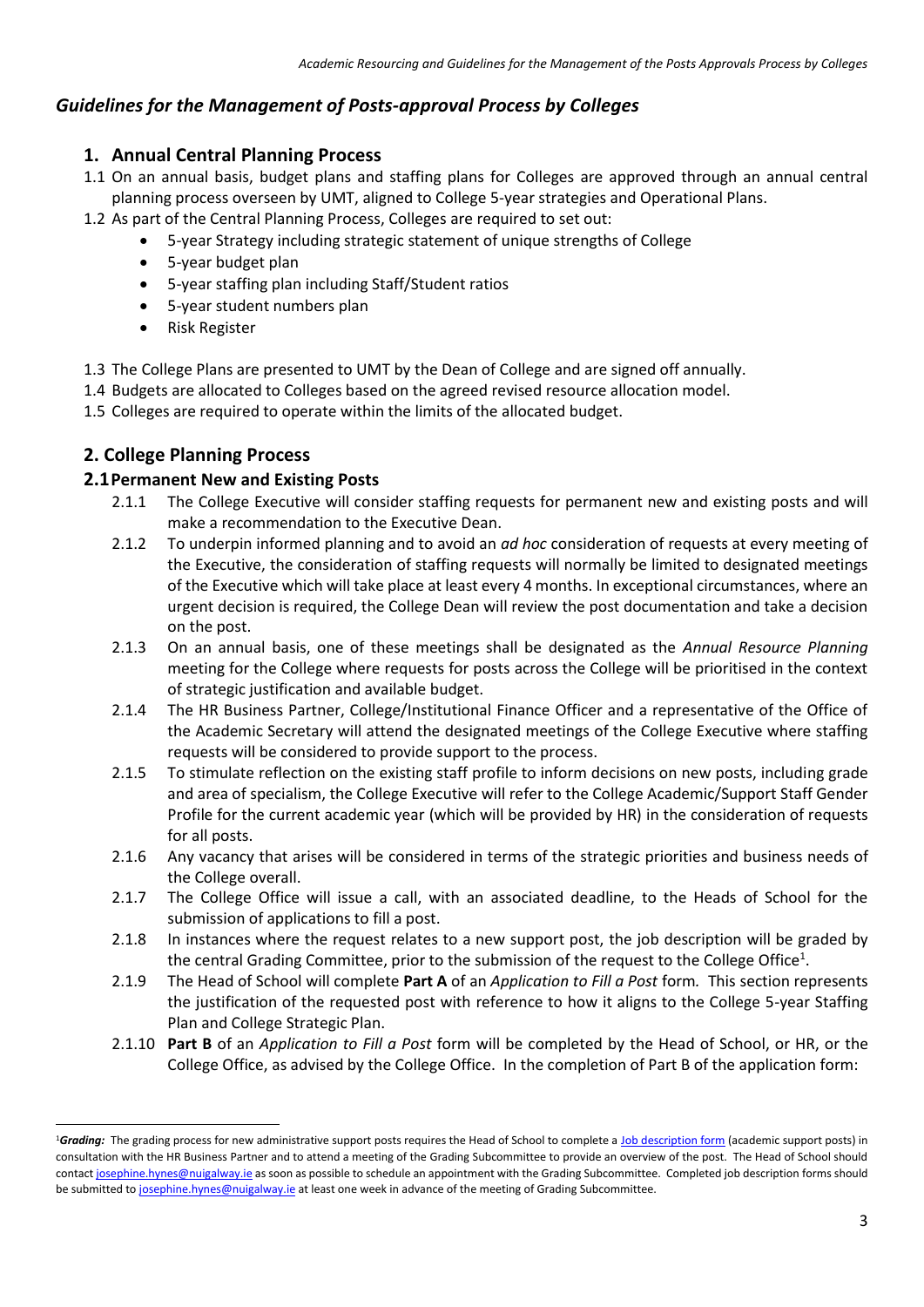## *Guidelines for the Management of Posts-approval Process by Colleges*

### 1. Annual Central Planning Process

1.1 On an annual basis, budget plans and staffing plans for Colleges are approved through an annual central planning process overseen by UMT, aligned to College 5-year strategies and Operational Plans.

1.2 As part of the Central Planning Process, Colleges are required to set out:

- 5-year Strategy including strategic statement of unique strengths of College
- 5-year budget plan
- 5-year staffing plan including Staff/Student ratios
- 5-year student numbers plan
- Risk Register

1.3 The College Plans are presented to UMT by the Dean of College and are signed off annually.

1.4 Budgets are allocated to Colleges based on the agreed revised resource allocation model.

1.5 Colleges are required to operate within the limits of the allocated budget.

### 2. College Planning Process

#### 2.1 Permanent New and Existing Posts

2.1.1 The College Executive will consider staffing requests for permanent new and existing posts and will make a recommendation to the Executive Dean.

2.1.2 To underpin informed planning and to avoid an *ad hoc* consideration of requests at every meeting of the Executive, the consideration of staffing requests will normally be limited to designated meetings of the Executive which will take place at least every 4 months. In exceptional circumstances, where an urgent decision is required, the College Dean will review the post documentation and take a decision on the post.

2.1.3 On an annual basis, one of these meetings shall be designated as the *Annual Resource Planning* meeting for the College where requests for posts across the College will be prioritised in the context of strategic justification and available budget.

2.1.4 The HR Business Partner, College/Institutional Finance Officer and a representative of the Office of the Academic Secretary will attend the designated meetings of the College Executive where staffing requests will be considered to provide support to the process.

2.1.5 To stimulate reflection on the existing staff profile to inform decisions on new posts, including grade and area of specialism, the College Executive will refer to the College Academic/Support Staff Gender Profile for the current academic year (which will be provided by HR) in the consideration of requests for all posts.

2.1.6 Any vacancy that arises will be considered in terms of the strategic priorities and business needs of the College overall.

2.1.7 The College Office will issue a call, with an associated deadline, to the Heads of School for the submission of applications to fill a post.

2.1.8 In instances where the request relates to a new support post, the job description will be graded by the central Grading Committee, prior to the submission of the request to the College Office[1].

2.1.9 The Head of School will complete **Part A** of an *Application to Fill a Post* form. This section represents the justification of the requested post with reference to how it aligns to the College 5-year Staffing Plan and College Strategic Plan.

2.1.10 **Part B** of an *Application to Fill a Post* form will be completed by the Head of School, or HR, or the College Office, as advised by the College Office. In the completion of Part B of the application form:

---

[1]***Grading:*** The grading process for new administrative support posts requires the Head of School to complete a Job description form (academic support posts) in consultation with the HR Business Partner and to attend a meeting of the Grading Subcommittee to provide an overview of the post. The Head of School should contact josephine.hynes@nuigalway.ie as soon as possible to schedule an appointment with the Grading Subcommittee. Completed job description forms should be submitted to josephine.hynes@nuigalway.ie at least one week in advance of the meeting of Grading Subcommittee.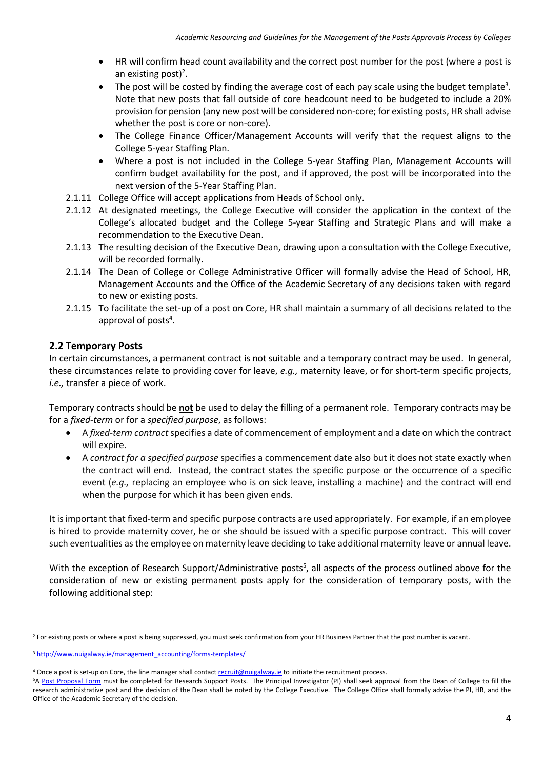- HR will confirm head count availability and the correct post number for the post (where a post is an existing post)[2].
- The post will be costed by finding the average cost of each pay scale using the budget template[3]. Note that new posts that fall outside of core headcount need to be budgeted to include a 20% provision for pension (any new post will be considered non-core; for existing posts, HR shall advise whether the post is core or non-core).
- The College Finance Officer/Management Accounts will verify that the request aligns to the College 5-year Staffing Plan.
- Where a post is not included in the College 5-year Staffing Plan, Management Accounts will confirm budget availability for the post, and if approved, the post will be incorporated into the next version of the 5-Year Staffing Plan.

2.1.11 College Office will accept applications from Heads of School only.

2.1.12 At designated meetings, the College Executive will consider the application in the context of the College's allocated budget and the College 5-year Staffing and Strategic Plans and will make a recommendation to the Executive Dean.

2.1.13 The resulting decision of the Executive Dean, drawing upon a consultation with the College Executive, will be recorded formally.

2.1.14 The Dean of College or College Administrative Officer will formally advise the Head of School, HR, Management Accounts and the Office of the Academic Secretary of any decisions taken with regard to new or existing posts.

2.1.15 To facilitate the set-up of a post on Core, HR shall maintain a summary of all decisions related to the approval of posts[4].

## 2.2 Temporary Posts

In certain circumstances, a permanent contract is not suitable and a temporary contract may be used. In general, these circumstances relate to providing cover for leave, *e.g.,* maternity leave, or for short-term specific projects, *i.e.,* transfer a piece of work.

Temporary contracts should be **not** be used to delay the filling of a permanent role. Temporary contracts may be for a *fixed-term* or for a *specified purpose*, as follows:

- A *fixed-term contract* specifies a date of commencement of employment and a date on which the contract will expire.
- A *contract for a specified purpose* specifies a commencement date also but it does not state exactly when the contract will end. Instead, the contract states the specific purpose or the occurrence of a specific event (*e.g.,* replacing an employee who is on sick leave, installing a machine) and the contract will end when the purpose for which it has been given ends.

It is important that fixed-term and specific purpose contracts are used appropriately. For example, if an employee is hired to provide maternity cover, he or she should be issued with a specific purpose contract. This will cover such eventualities as the employee on maternity leave deciding to take additional maternity leave or annual leave.

With the exception of Research Support/Administrative posts[5], all aspects of the process outlined above for the consideration of new or existing permanent posts apply for the consideration of temporary posts, with the following additional step:

---

[2] For existing posts or where a post is being suppressed, you must seek confirmation from your HR Business Partner that the post number is vacant.

[3] http://www.nuigalway.ie/management_accounting/forms-templates/

[4] Once a post is set-up on Core, the line manager shall contact recruit@nuigalway.ie to initiate the recruitment process.

[5] A Post Proposal Form must be completed for Research Support Posts. The Principal Investigator (PI) shall seek approval from the Dean of College to fill the research administrative post and the decision of the Dean shall be noted by the College Executive. The College Office shall formally advise the PI, HR, and the Office of the Academic Secretary of the decision.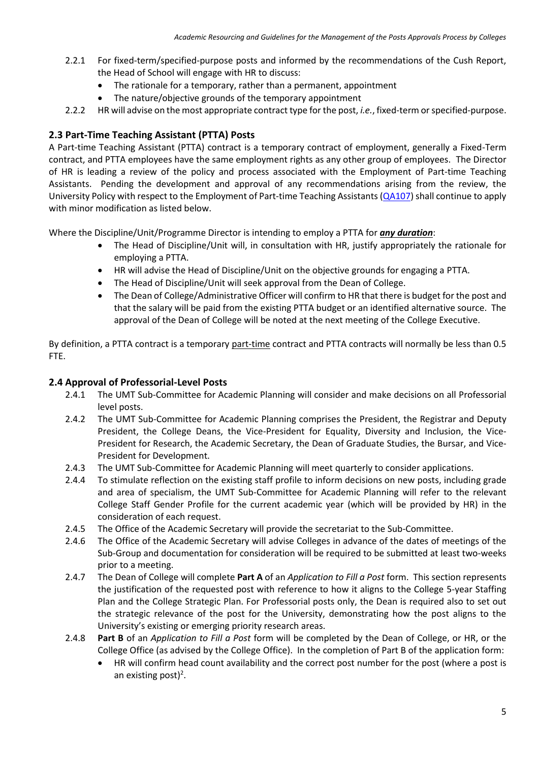2.2.1 For fixed-term/specified-purpose posts and informed by the recommendations of the Cush Report, the Head of School will engage with HR to discuss:

- The rationale for a temporary, rather than a permanent, appointment
- The nature/objective grounds of the temporary appointment

2.2.2 HR will advise on the most appropriate contract type for the post, *i.e.*, fixed-term or specified-purpose.

## 2.3 Part-Time Teaching Assistant (PTTA) Posts

A Part-time Teaching Assistant (PTTA) contract is a temporary contract of employment, generally a Fixed-Term contract, and PTTA employees have the same employment rights as any other group of employees. The Director of HR is leading a review of the policy and process associated with the Employment of Part-time Teaching Assistants. Pending the development and approval of any recommendations arising from the review, the University Policy with respect to the Employment of Part-time Teaching Assistants (QA107) shall continue to apply with minor modification as listed below.

Where the Discipline/Unit/Programme Director is intending to employ a PTTA for ***any duration***:

- The Head of Discipline/Unit will, in consultation with HR, justify appropriately the rationale for employing a PTTA.
- HR will advise the Head of Discipline/Unit on the objective grounds for engaging a PTTA.
- The Head of Discipline/Unit will seek approval from the Dean of College.
- The Dean of College/Administrative Officer will confirm to HR that there is budget for the post and that the salary will be paid from the existing PTTA budget or an identified alternative source. The approval of the Dean of College will be noted at the next meeting of the College Executive.

By definition, a PTTA contract is a temporary part-time contract and PTTA contracts will normally be less than 0.5 FTE.

## 2.4 Approval of Professorial-Level Posts

2.4.1 The UMT Sub-Committee for Academic Planning will consider and make decisions on all Professorial level posts.

2.4.2 The UMT Sub-Committee for Academic Planning comprises the President, the Registrar and Deputy President, the College Deans, the Vice-President for Equality, Diversity and Inclusion, the Vice-President for Research, the Academic Secretary, the Dean of Graduate Studies, the Bursar, and Vice-President for Development.

2.4.3 The UMT Sub-Committee for Academic Planning will meet quarterly to consider applications.

2.4.4 To stimulate reflection on the existing staff profile to inform decisions on new posts, including grade and area of specialism, the UMT Sub-Committee for Academic Planning will refer to the relevant College Staff Gender Profile for the current academic year (which will be provided by HR) in the consideration of each request.

2.4.5 The Office of the Academic Secretary will provide the secretariat to the Sub-Committee.

2.4.6 The Office of the Academic Secretary will advise Colleges in advance of the dates of meetings of the Sub-Group and documentation for consideration will be required to be submitted at least two-weeks prior to a meeting.

2.4.7 The Dean of College will complete **Part A** of an *Application to Fill a Post* form. This section represents the justification of the requested post with reference to how it aligns to the College 5-year Staffing Plan and the College Strategic Plan. For Professorial posts only, the Dean is required also to set out the strategic relevance of the post for the University, demonstrating how the post aligns to the University's existing or emerging priority research areas.

2.4.8 **Part B** of an *Application to Fill a Post* form will be completed by the Dean of College, or HR, or the College Office (as advised by the College Office). In the completion of Part B of the application form:

- HR will confirm head count availability and the correct post number for the post (where a post is an existing post)[2].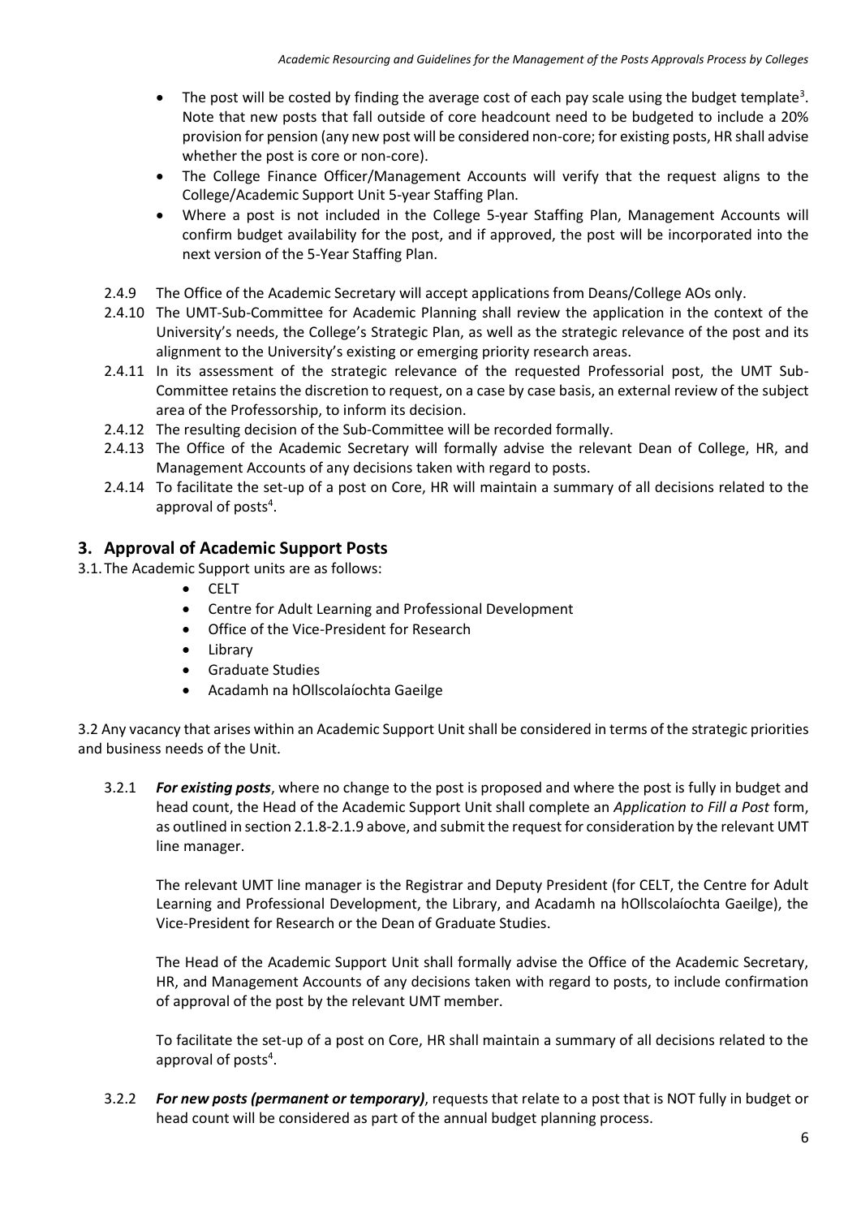- The post will be costed by finding the average cost of each pay scale using the budget template[3]. Note that new posts that fall outside of core headcount need to be budgeted to include a 20% provision for pension (any new post will be considered non-core; for existing posts, HR shall advise whether the post is core or non-core).
- The College Finance Officer/Management Accounts will verify that the request aligns to the College/Academic Support Unit 5-year Staffing Plan.
- Where a post is not included in the College 5-year Staffing Plan, Management Accounts will confirm budget availability for the post, and if approved, the post will be incorporated into the next version of the 5-Year Staffing Plan.

2.4.9 The Office of the Academic Secretary will accept applications from Deans/College AOs only.

2.4.10 The UMT-Sub-Committee for Academic Planning shall review the application in the context of the University's needs, the College's Strategic Plan, as well as the strategic relevance of the post and its alignment to the University's existing or emerging priority research areas.

2.4.11 In its assessment of the strategic relevance of the requested Professorial post, the UMT Sub-Committee retains the discretion to request, on a case by case basis, an external review of the subject area of the Professorship, to inform its decision.

2.4.12 The resulting decision of the Sub-Committee will be recorded formally.

2.4.13 The Office of the Academic Secretary will formally advise the relevant Dean of College, HR, and Management Accounts of any decisions taken with regard to posts.

2.4.14 To facilitate the set-up of a post on Core, HR will maintain a summary of all decisions related to the approval of posts[4].

## 3. Approval of Academic Support Posts

3.1. The Academic Support units are as follows:

- CELT
- Centre for Adult Learning and Professional Development
- Office of the Vice-President for Research
- Library
- Graduate Studies
- Acadamh na hOllscolaíochta Gaeilge

3.2 Any vacancy that arises within an Academic Support Unit shall be considered in terms of the strategic priorities and business needs of the Unit.

3.2.1 ***For existing posts***, where no change to the post is proposed and where the post is fully in budget and head count, the Head of the Academic Support Unit shall complete an *Application to Fill a Post* form, as outlined in section 2.1.8-2.1.9 above, and submit the request for consideration by the relevant UMT line manager.

The relevant UMT line manager is the Registrar and Deputy President (for CELT, the Centre for Adult Learning and Professional Development, the Library, and Acadamh na hOllscolaíochta Gaeilge), the Vice-President for Research or the Dean of Graduate Studies.

The Head of the Academic Support Unit shall formally advise the Office of the Academic Secretary, HR, and Management Accounts of any decisions taken with regard to posts, to include confirmation of approval of the post by the relevant UMT member.

To facilitate the set-up of a post on Core, HR shall maintain a summary of all decisions related to the approval of posts[4].

3.2.2 ***For new posts (permanent or temporary)***, requests that relate to a post that is NOT fully in budget or head count will be considered as part of the annual budget planning process.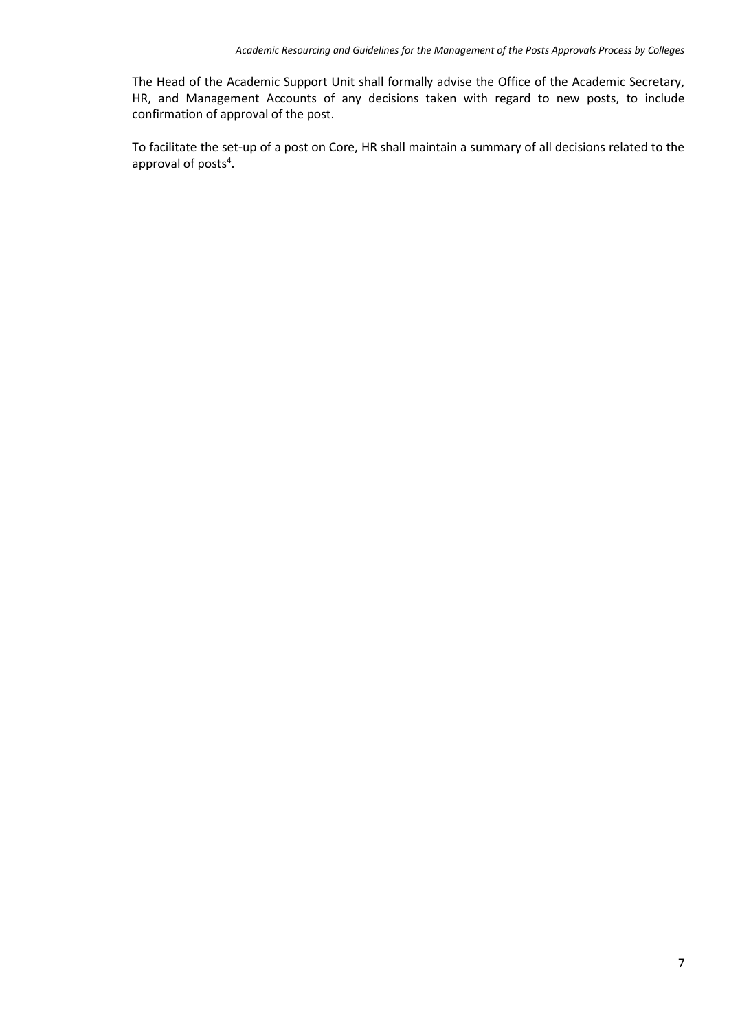The Head of the Academic Support Unit shall formally advise the Office of the Academic Secretary, HR, and Management Accounts of any decisions taken with regard to new posts, to include confirmation of approval of the post.

To facilitate the set-up of a post on Core, HR shall maintain a summary of all decisions related to the approval of posts[4].